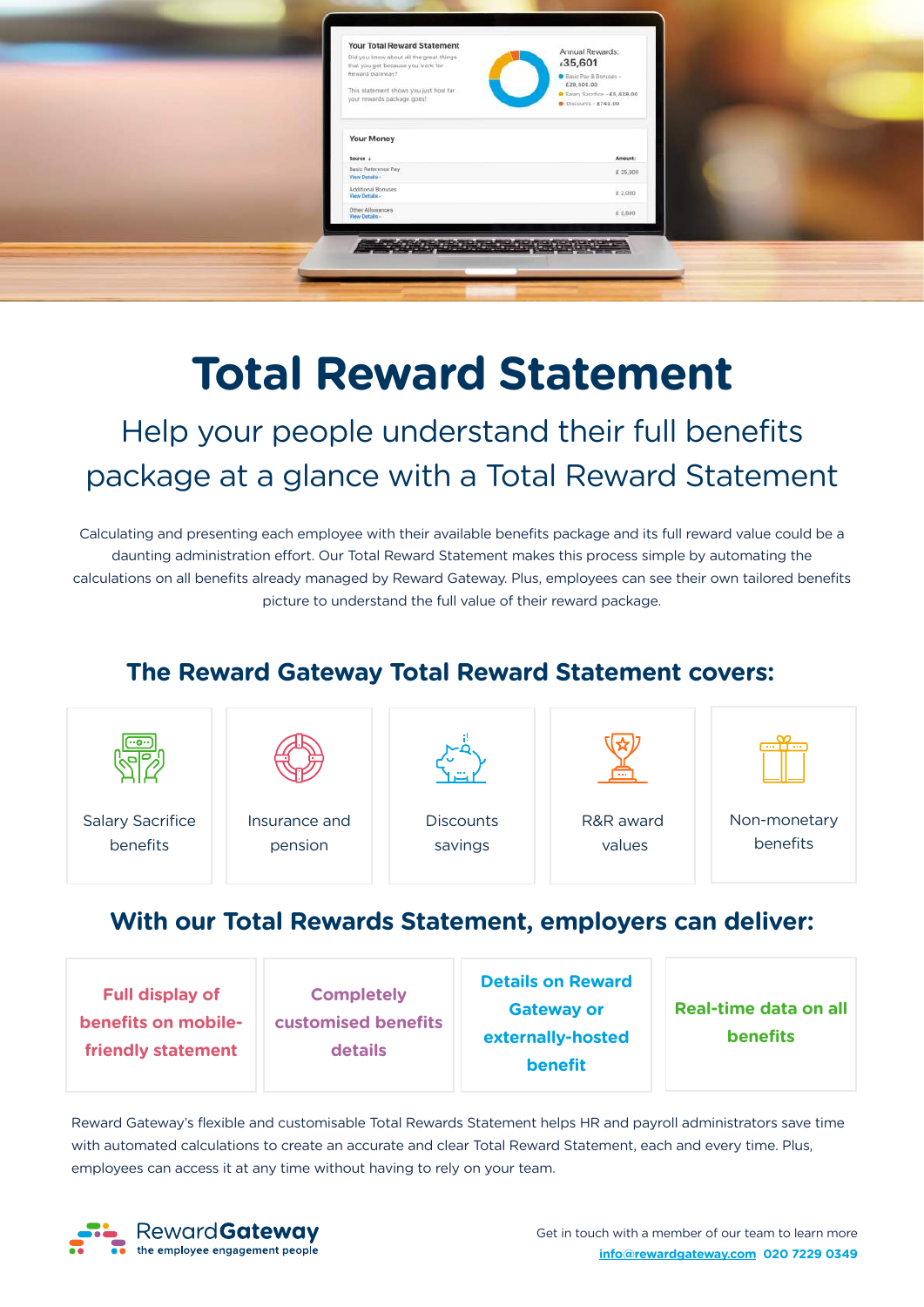# Total Reward Statement

## Help your people understand their full benefits package at a glance with a Total Reward Statement

Calculating and presenting each employee with their available benefits package and its full reward value could be a daunting administration effort. Our Total Reward Statement makes this process simple by automating the calculations on all benefits already managed by Reward Gateway. Plus, employees can see their own tailored benefits picture to understand the full value of their reward package.

### The Reward Gateway Total Reward Statement covers:

- Salary Sacrifice benefits
- Insurance and pension
- Discounts savings
- R&R award values
- Non-monetary benefits

### With our Total Rewards Statement, employers can deliver:

- **Full display of benefits on mobile-friendly statement**
- **Completely customised benefits details**
- **Details on Reward Gateway or externally-hosted benefit**
- **Real-time data on all benefits**

Reward Gateway's flexible and customisable Total Rewards Statement helps HR and payroll administrators save time with automated calculations to create an accurate and clear Total Reward Statement, each and every time. Plus, employees can access it at any time without having to rely on your team.

RewardGateway
the employee engagement people

Get in touch with a member of our team to learn more
info@rewardgateway.com 020 7229 0349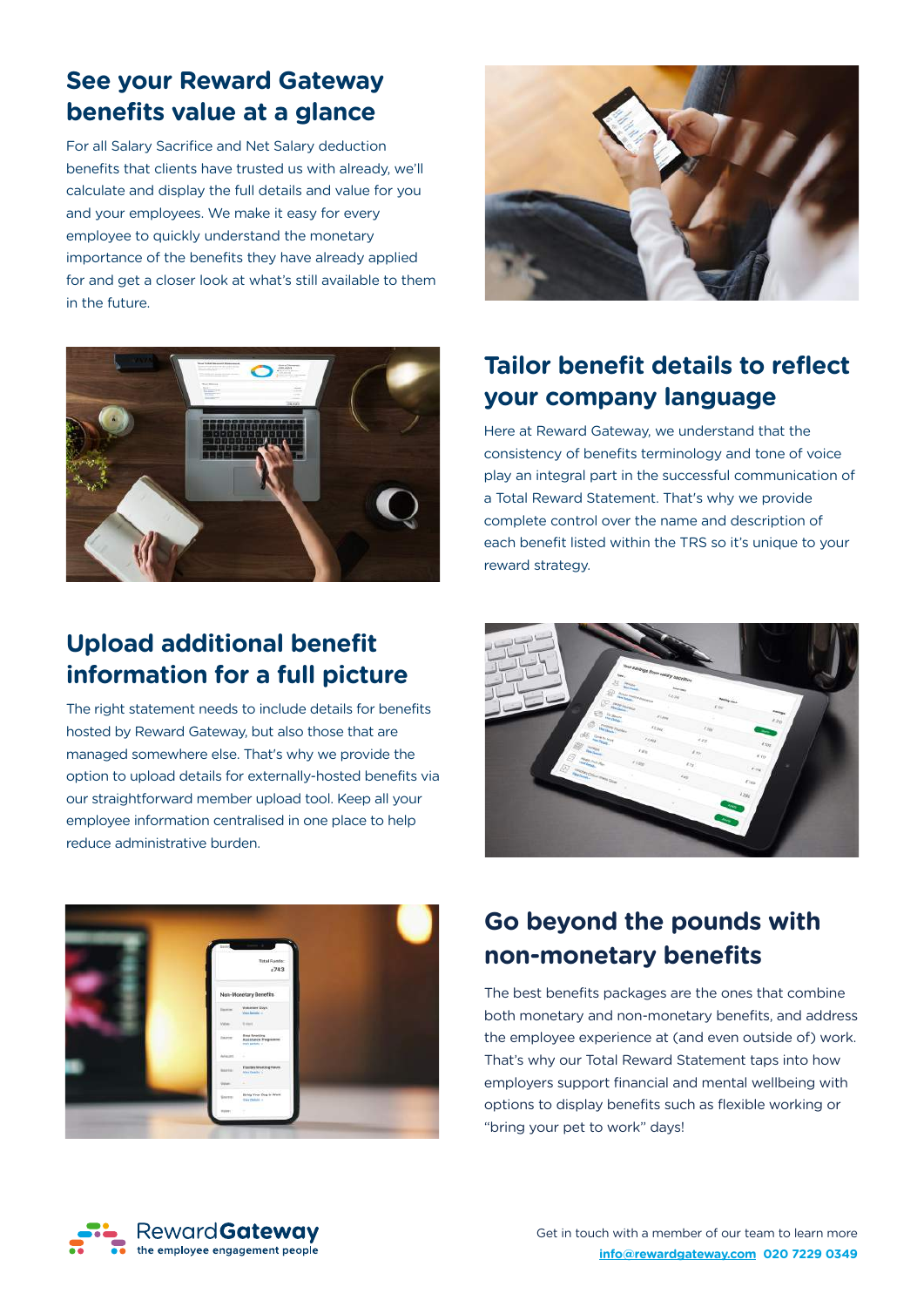## See your Reward Gateway benefits value at a glance

For all Salary Sacrifice and Net Salary deduction benefits that clients have trusted us with already, we'll calculate and display the full details and value for you and your employees. We make it easy for every employee to quickly understand the monetary importance of the benefits they have already applied for and get a closer look at what's still available to them in the future.

## Tailor benefit details to reflect your company language

Here at Reward Gateway, we understand that the consistency of benefits terminology and tone of voice play an integral part in the successful communication of a Total Reward Statement. That's why we provide complete control over the name and description of each benefit listed within the TRS so it's unique to your reward strategy.

## Upload additional benefit information for a full picture

The right statement needs to include details for benefits hosted by Reward Gateway, but also those that are managed somewhere else. That's why we provide the option to upload details for externally-hosted benefits via our straightforward member upload tool. Keep all your employee information centralised in one place to help reduce administrative burden.

## Go beyond the pounds with non-monetary benefits

The best benefits packages are the ones that combine both monetary and non-monetary benefits, and address the employee experience at (and even outside of) work. That's why our Total Reward Statement taps into how employers support financial and mental wellbeing with options to display benefits such as flexible working or "bring your pet to work" days!

RewardGateway
the employee engagement people

Get in touch with a member of our team to learn more
info@rewardgateway.com 020 7229 0349